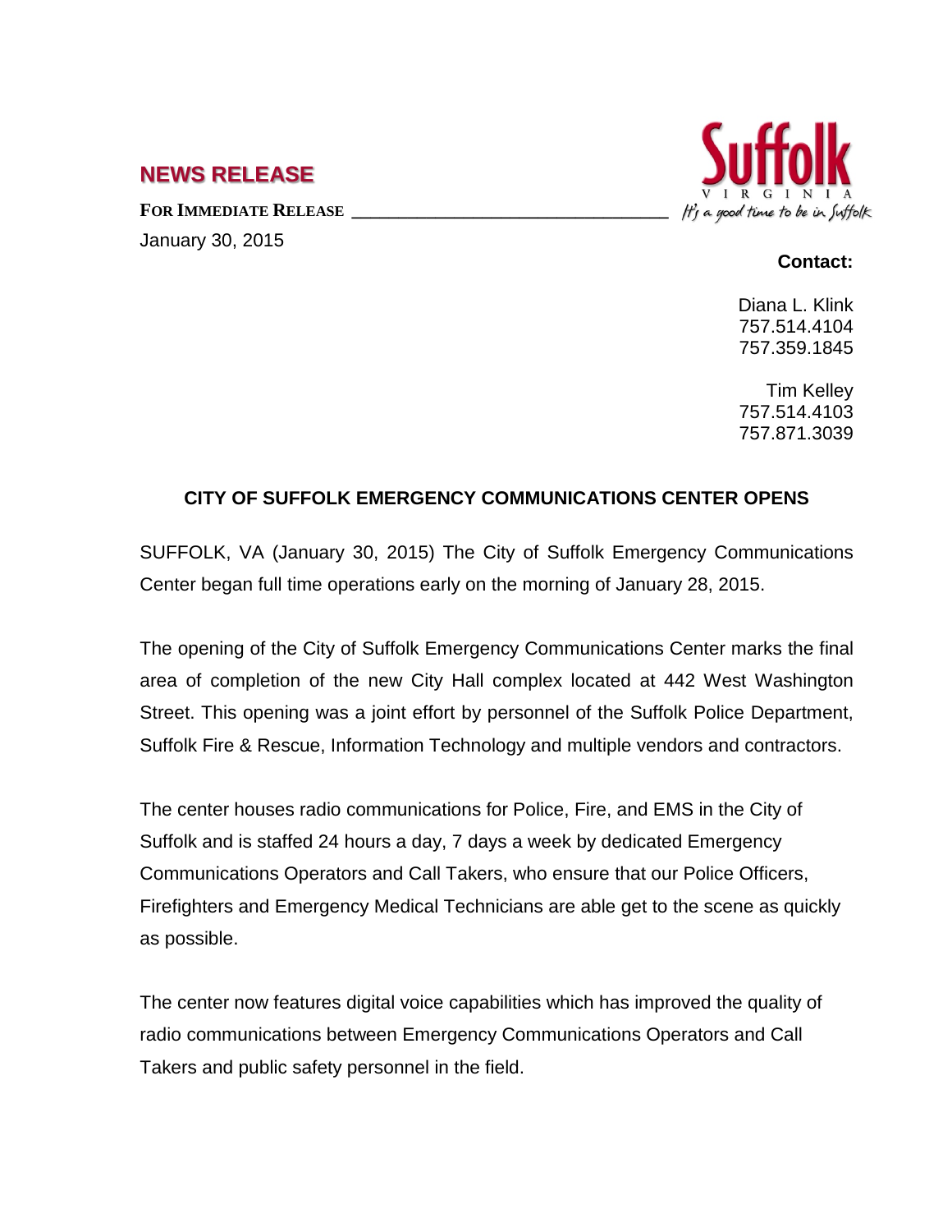## NEWS RELEASE

**FOR IMMEDIATE RELEASE**

January 30, 2015

Suffolk
VIRGINIA
It's a good time to be in Suffolk

**Contact:**

Diana L. Klink
757.514.4104
757.359.1845

Tim Kelley
757.514.4103
757.871.3039

### CITY OF SUFFOLK EMERGENCY COMMUNICATIONS CENTER OPENS

SUFFOLK, VA (January 30, 2015) The City of Suffolk Emergency Communications Center began full time operations early on the morning of January 28, 2015.

The opening of the City of Suffolk Emergency Communications Center marks the final area of completion of the new City Hall complex located at 442 West Washington Street. This opening was a joint effort by personnel of the Suffolk Police Department, Suffolk Fire & Rescue, Information Technology and multiple vendors and contractors.

The center houses radio communications for Police, Fire, and EMS in the City of Suffolk and is staffed 24 hours a day, 7 days a week by dedicated Emergency Communications Operators and Call Takers, who ensure that our Police Officers, Firefighters and Emergency Medical Technicians are able get to the scene as quickly as possible.

The center now features digital voice capabilities which has improved the quality of radio communications between Emergency Communications Operators and Call Takers and public safety personnel in the field.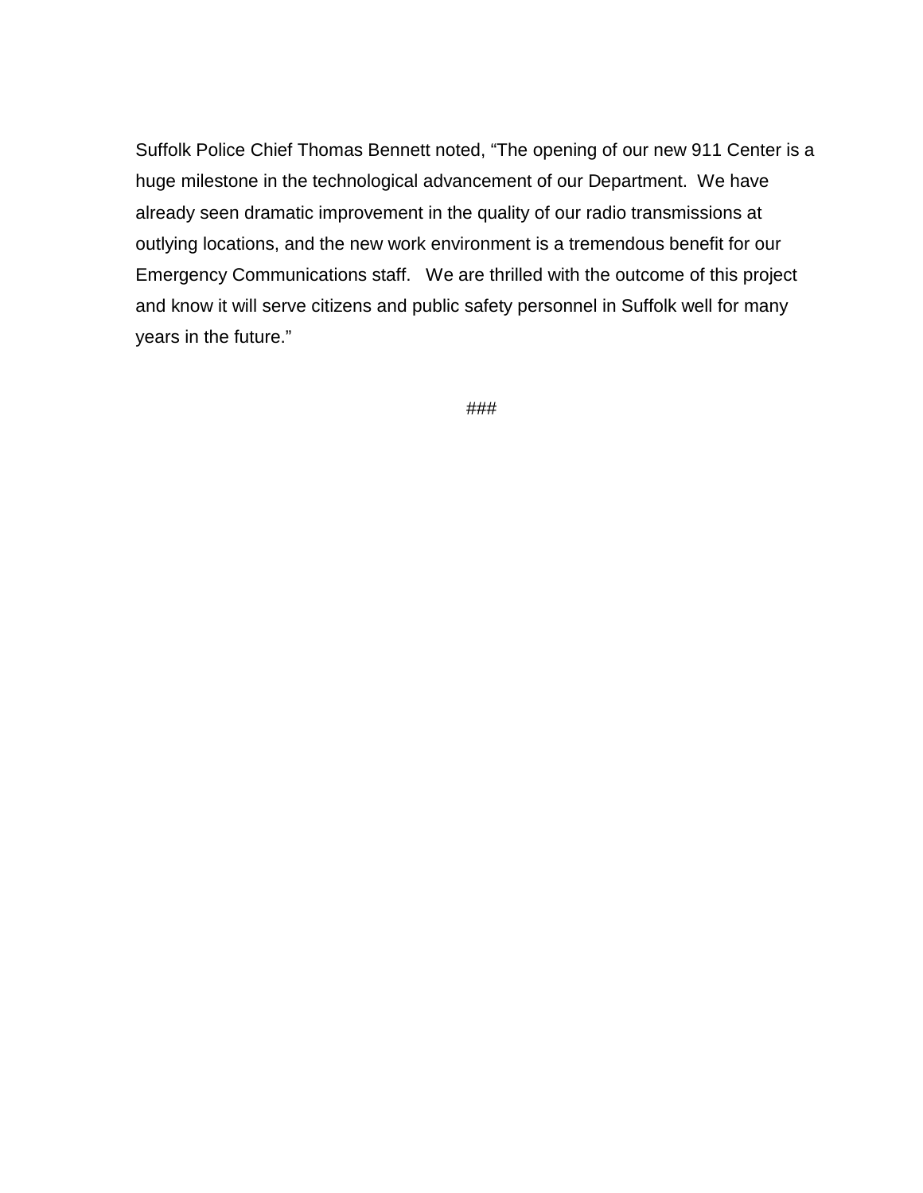Suffolk Police Chief Thomas Bennett noted, “The opening of our new 911 Center is a huge milestone in the technological advancement of our Department. We have already seen dramatic improvement in the quality of our radio transmissions at outlying locations, and the new work environment is a tremendous benefit for our Emergency Communications staff. We are thrilled with the outcome of this project and know it will serve citizens and public safety personnel in Suffolk well for many years in the future.”

###